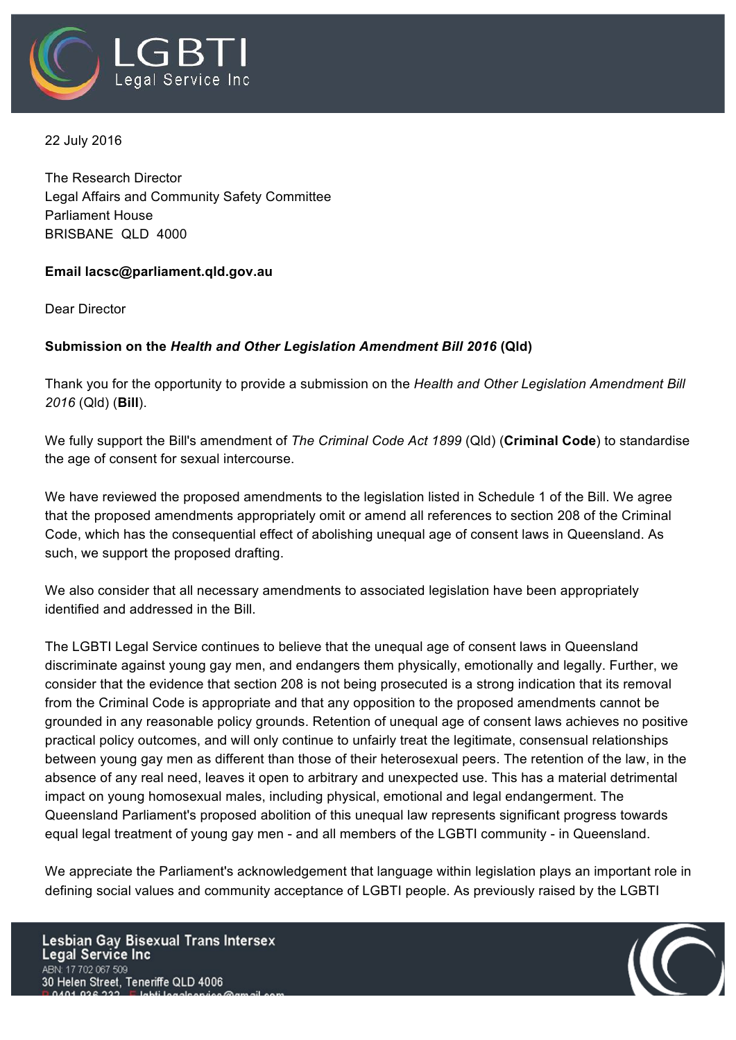LGBTI Legal Service Inc

22 July 2016

The Research Director
Legal Affairs and Community Safety Committee
Parliament House
BRISBANE QLD 4000

**Email lacsc@parliament.qld.gov.au**

Dear Director

**Submission on the *Health and Other Legislation Amendment Bill 2016* (Qld)**

Thank you for the opportunity to provide a submission on the *Health and Other Legislation Amendment Bill 2016* (Qld) (**Bill**).

We fully support the Bill's amendment of *The Criminal Code Act 1899* (Qld) (**Criminal Code**) to standardise the age of consent for sexual intercourse.

We have reviewed the proposed amendments to the legislation listed in Schedule 1 of the Bill. We agree that the proposed amendments appropriately omit or amend all references to section 208 of the Criminal Code, which has the consequential effect of abolishing unequal age of consent laws in Queensland. As such, we support the proposed drafting.

We also consider that all necessary amendments to associated legislation have been appropriately identified and addressed in the Bill.

The LGBTI Legal Service continues to believe that the unequal age of consent laws in Queensland discriminate against young gay men, and endangers them physically, emotionally and legally. Further, we consider that the evidence that section 208 is not being prosecuted is a strong indication that its removal from the Criminal Code is appropriate and that any opposition to the proposed amendments cannot be grounded in any reasonable policy grounds. Retention of unequal age of consent laws achieves no positive practical policy outcomes, and will only continue to unfairly treat the legitimate, consensual relationships between young gay men as different than those of their heterosexual peers. The retention of the law, in the absence of any real need, leaves it open to arbitrary and unexpected use. This has a material detrimental impact on young homosexual males, including physical, emotional and legal endangerment. The Queensland Parliament's proposed abolition of this unequal law represents significant progress towards equal legal treatment of young gay men - and all members of the LGBTI community - in Queensland.

We appreciate the Parliament's acknowledgement that language within legislation plays an important role in defining social values and community acceptance of LGBTI people. As previously raised by the LGBTI

Lesbian Gay Bisexual Trans Intersex Legal Service Inc
ABN: 17 702 067 509
30 Helen Street, Teneriffe QLD 4006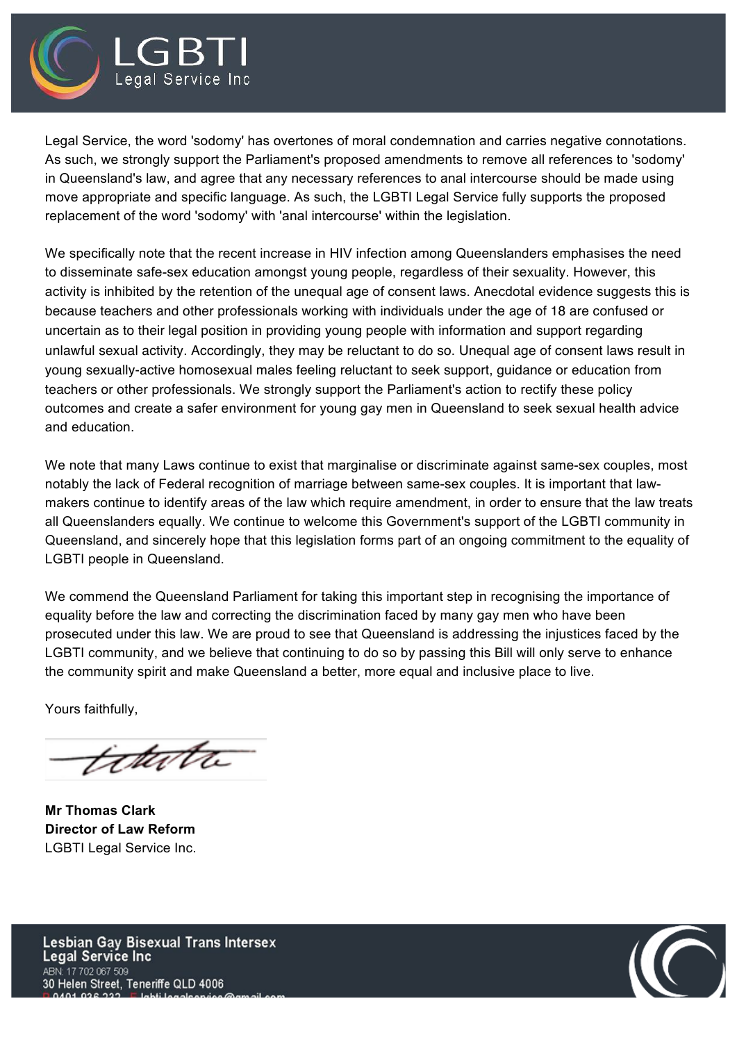Legal Service, the word 'sodomy' has overtones of moral condemnation and carries negative connotations. As such, we strongly support the Parliament's proposed amendments to remove all references to 'sodomy' in Queensland's law, and agree that any necessary references to anal intercourse should be made using move appropriate and specific language. As such, the LGBTI Legal Service fully supports the proposed replacement of the word 'sodomy' with 'anal intercourse' within the legislation.

We specifically note that the recent increase in HIV infection among Queenslanders emphasises the need to disseminate safe-sex education amongst young people, regardless of their sexuality. However, this activity is inhibited by the retention of the unequal age of consent laws. Anecdotal evidence suggests this is because teachers and other professionals working with individuals under the age of 18 are confused or uncertain as to their legal position in providing young people with information and support regarding unlawful sexual activity. Accordingly, they may be reluctant to do so. Unequal age of consent laws result in young sexually-active homosexual males feeling reluctant to seek support, guidance or education from teachers or other professionals. We strongly support the Parliament's action to rectify these policy outcomes and create a safer environment for young gay men in Queensland to seek sexual health advice and education.

We note that many Laws continue to exist that marginalise or discriminate against same-sex couples, most notably the lack of Federal recognition of marriage between same-sex couples. It is important that law-makers continue to identify areas of the law which require amendment, in order to ensure that the law treats all Queenslanders equally. We continue to welcome this Government's support of the LGBTI community in Queensland, and sincerely hope that this legislation forms part of an ongoing commitment to the equality of LGBTI people in Queensland.

We commend the Queensland Parliament for taking this important step in recognising the importance of equality before the law and correcting the discrimination faced by many gay men who have been prosecuted under this law. We are proud to see that Queensland is addressing the injustices faced by the LGBTI community, and we believe that continuing to do so by passing this Bill will only serve to enhance the community spirit and make Queensland a better, more equal and inclusive place to live.

Yours faithfully,

**Mr Thomas Clark**
**Director of Law Reform**
LGBTI Legal Service Inc.